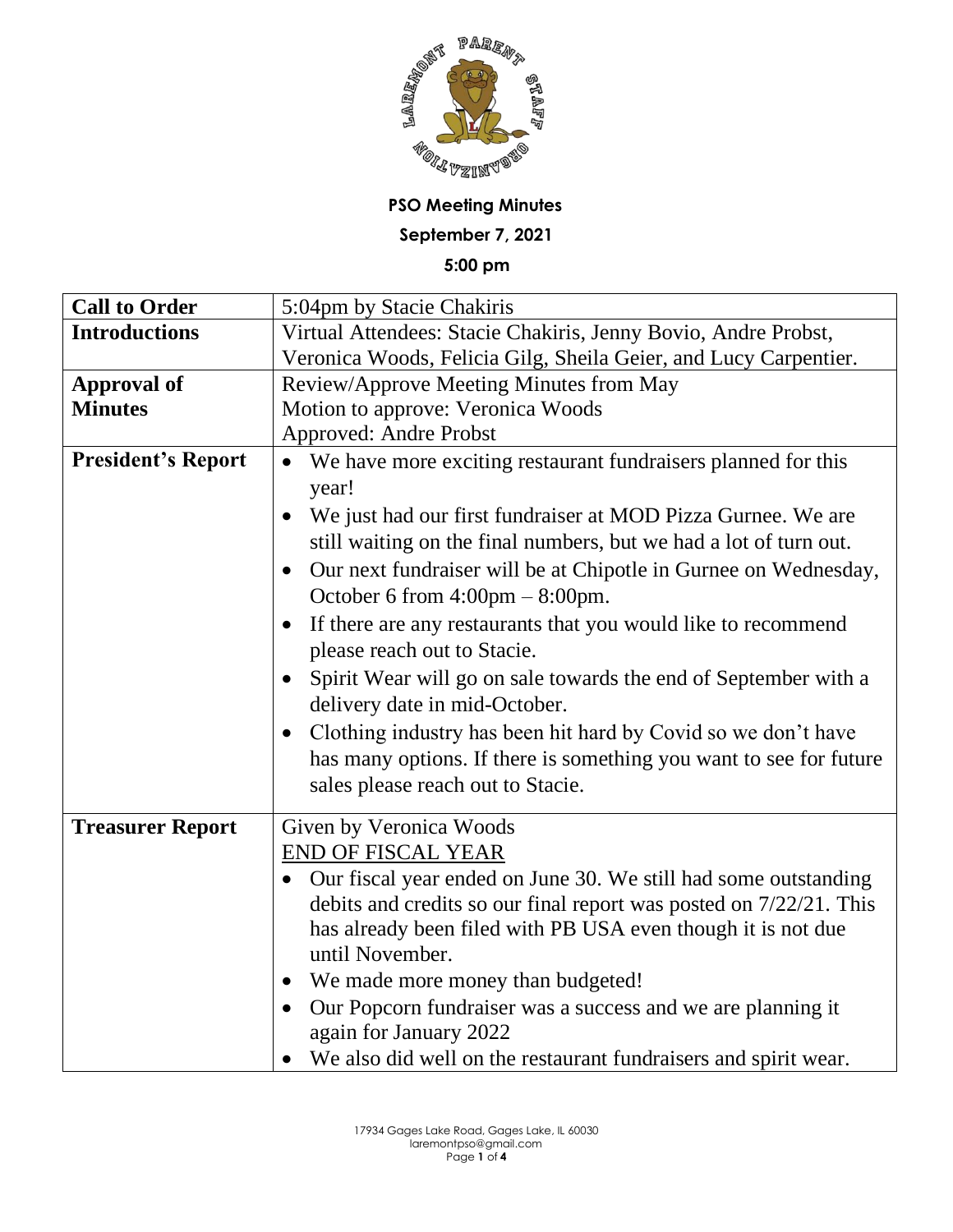**PSO Meeting Minutes**

**September 7, 2021**

**5:00 pm**

| | |
|---|---|
| **Call to Order** | 5:04pm by Stacie Chakiris |
| **Introductions** | Virtual Attendees: Stacie Chakiris, Jenny Bovio, Andre Probst, Veronica Woods, Felicia Gilg, Sheila Geier, and Lucy Carpentier. |
| **Approval of Minutes** | Review/Approve Meeting Minutes from May<br>Motion to approve: Veronica Woods<br>Approved: Andre Probst |
| **President's Report** | • We have more exciting restaurant fundraisers planned for this year!<br>• We just had our first fundraiser at MOD Pizza Gurnee. We are still waiting on the final numbers, but we had a lot of turn out.<br>• Our next fundraiser will be at Chipotle in Gurnee on Wednesday, October 6 from 4:00pm – 8:00pm.<br>• If there are any restaurants that you would like to recommend please reach out to Stacie.<br>• Spirit Wear will go on sale towards the end of September with a delivery date in mid-October.<br>• Clothing industry has been hit hard by Covid so we don't have has many options. If there is something you want to see for future sales please reach out to Stacie. |
| **Treasurer Report** | Given by Veronica Woods<br><u>END OF FISCAL YEAR</u><br>• Our fiscal year ended on June 30. We still had some outstanding debits and credits so our final report was posted on 7/22/21. This has already been filed with PB USA even though it is not due until November.<br>• We made more money than budgeted!<br>• Our Popcorn fundraiser was a success and we are planning it again for January 2022<br>• We also did well on the restaurant fundraisers and spirit wear. |

17934 Gages Lake Road, Gages Lake, IL 60030
laremontpso@gmail.com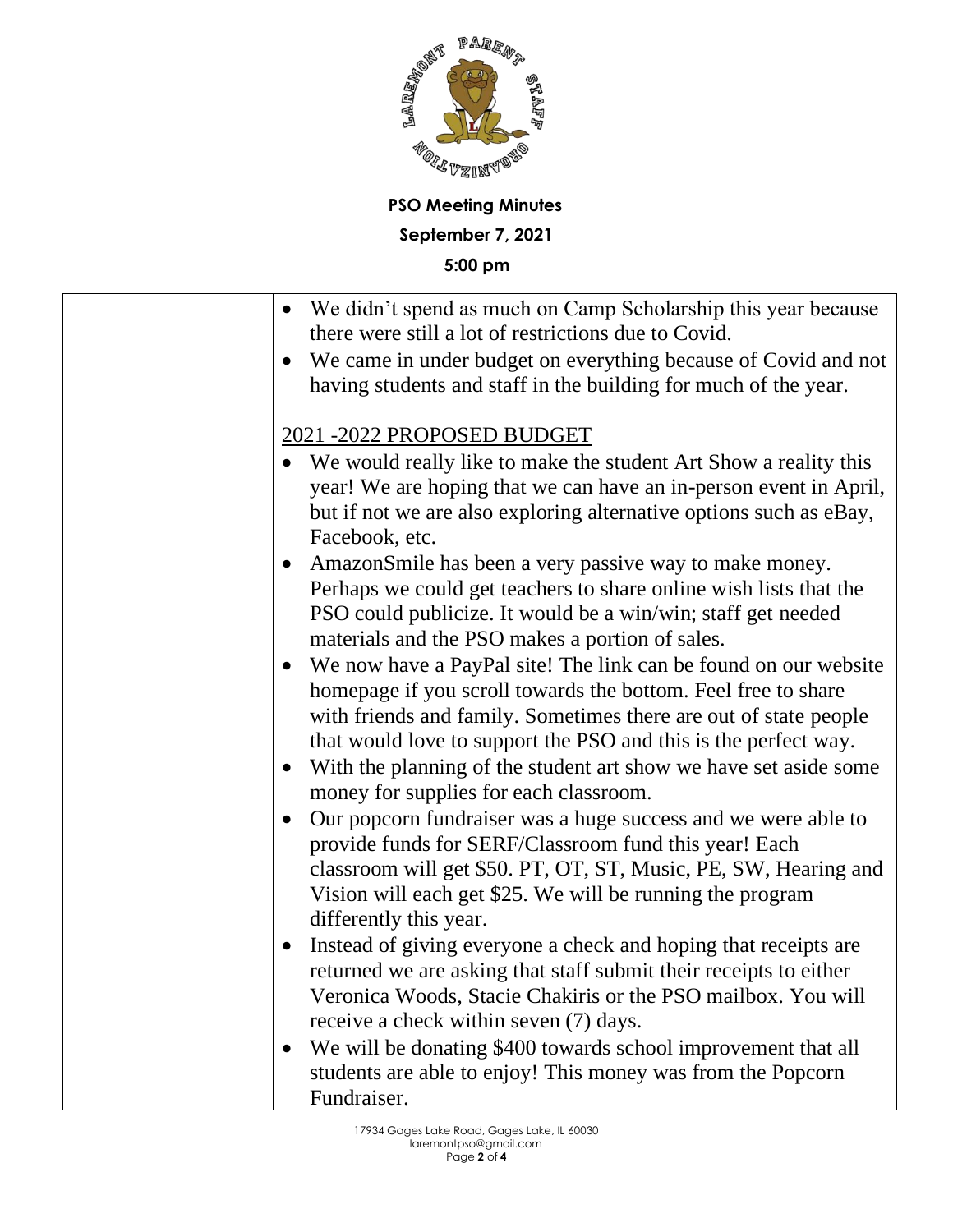**PSO Meeting Minutes**

**September 7, 2021**

**5:00 pm**

| | |
|---|---|
| | • We didn't spend as much on Camp Scholarship this year because there were still a lot of restrictions due to Covid.<br>• We came in under budget on everything because of Covid and not having students and staff in the building for much of the year.<br><br><u>2021 -2022 PROPOSED BUDGET</u><br>• We would really like to make the student Art Show a reality this year! We are hoping that we can have an in-person event in April, but if not we are also exploring alternative options such as eBay, Facebook, etc.<br>• AmazonSmile has been a very passive way to make money. Perhaps we could get teachers to share online wish lists that the PSO could publicize. It would be a win/win; staff get needed materials and the PSO makes a portion of sales.<br>• We now have a PayPal site! The link can be found on our website homepage if you scroll towards the bottom. Feel free to share with friends and family. Sometimes there are out of state people that would love to support the PSO and this is the perfect way.<br>• With the planning of the student art show we have set aside some money for supplies for each classroom.<br>• Our popcorn fundraiser was a huge success and we were able to provide funds for SERF/Classroom fund this year! Each classroom will get $50. PT, OT, ST, Music, PE, SW, Hearing and Vision will each get $25. We will be running the program differently this year.<br>• Instead of giving everyone a check and hoping that receipts are returned we are asking that staff submit their receipts to either Veronica Woods, Stacie Chakiris or the PSO mailbox. You will receive a check within seven (7) days.<br>• We will be donating $400 towards school improvement that all students are able to enjoy! This money was from the Popcorn Fundraiser. |

17934 Gages Lake Road, Gages Lake, IL 60030
laremontpso@gmail.com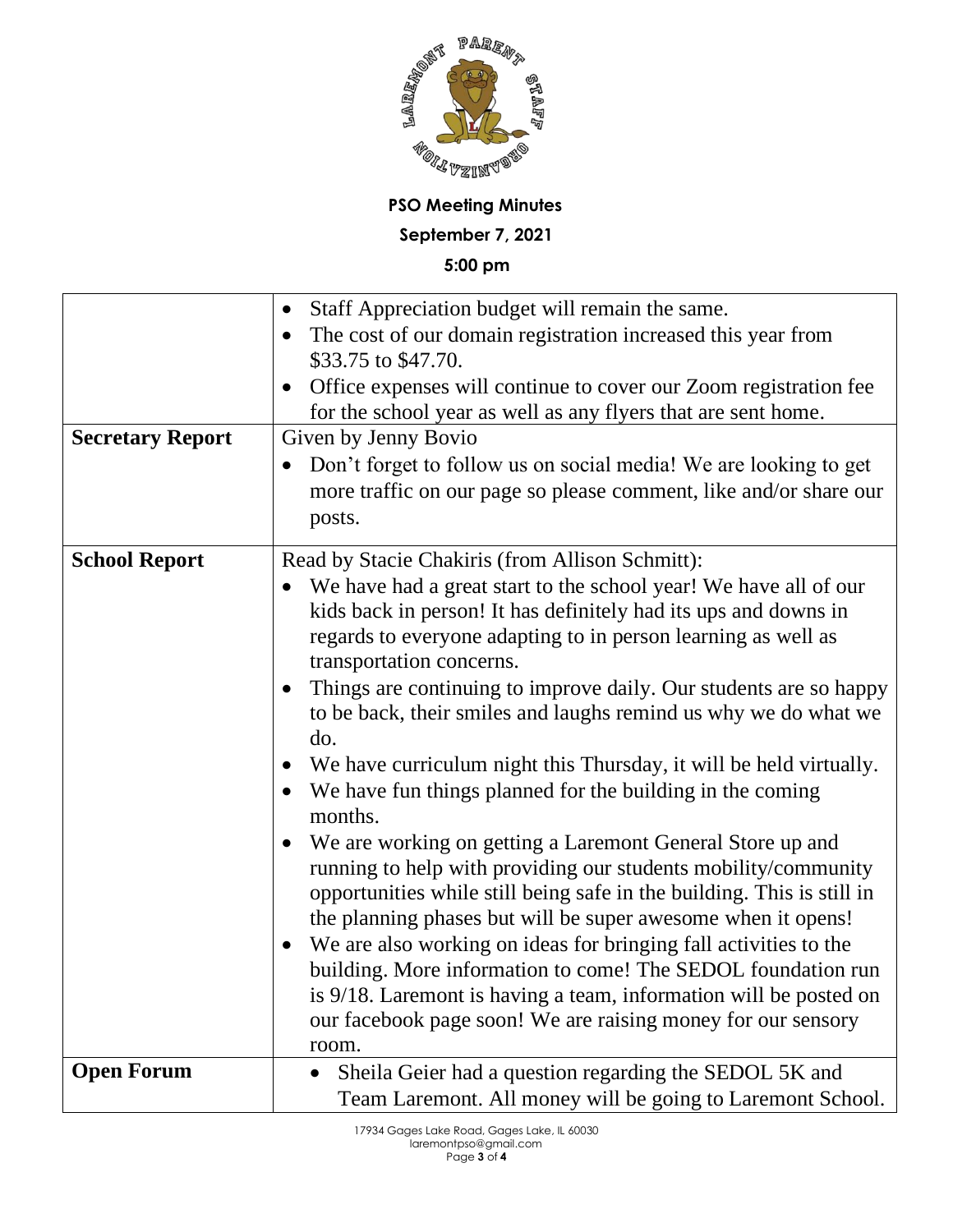**PSO Meeting Minutes**

**September 7, 2021**

**5:00 pm**

| | |
|---|---|
| | • Staff Appreciation budget will remain the same.<br>• The cost of our domain registration increased this year from \$33.75 to \$47.70.<br>• Office expenses will continue to cover our Zoom registration fee for the school year as well as any flyers that are sent home. |
| **Secretary Report** | Given by Jenny Bovio<br>• Don't forget to follow us on social media! We are looking to get more traffic on our page so please comment, like and/or share our posts. |
| **School Report** | Read by Stacie Chakiris (from Allison Schmitt):<br>• We have had a great start to the school year! We have all of our kids back in person! It has definitely had its ups and downs in regards to everyone adapting to in person learning as well as transportation concerns.<br>• Things are continuing to improve daily. Our students are so happy to be back, their smiles and laughs remind us why we do what we do.<br>• We have curriculum night this Thursday, it will be held virtually.<br>• We have fun things planned for the building in the coming months.<br>• We are working on getting a Laremont General Store up and running to help with providing our students mobility/community opportunities while still being safe in the building. This is still in the planning phases but will be super awesome when it opens!<br>• We are also working on ideas for bringing fall activities to the building. More information to come! The SEDOL foundation run is 9/18. Laremont is having a team, information will be posted on our facebook page soon! We are raising money for our sensory room. |
| **Open Forum** | • Sheila Geier had a question regarding the SEDOL 5K and Team Laremont. All money will be going to Laremont School. |

17934 Gages Lake Road, Gages Lake, IL 60030
laremontpso@gmail.com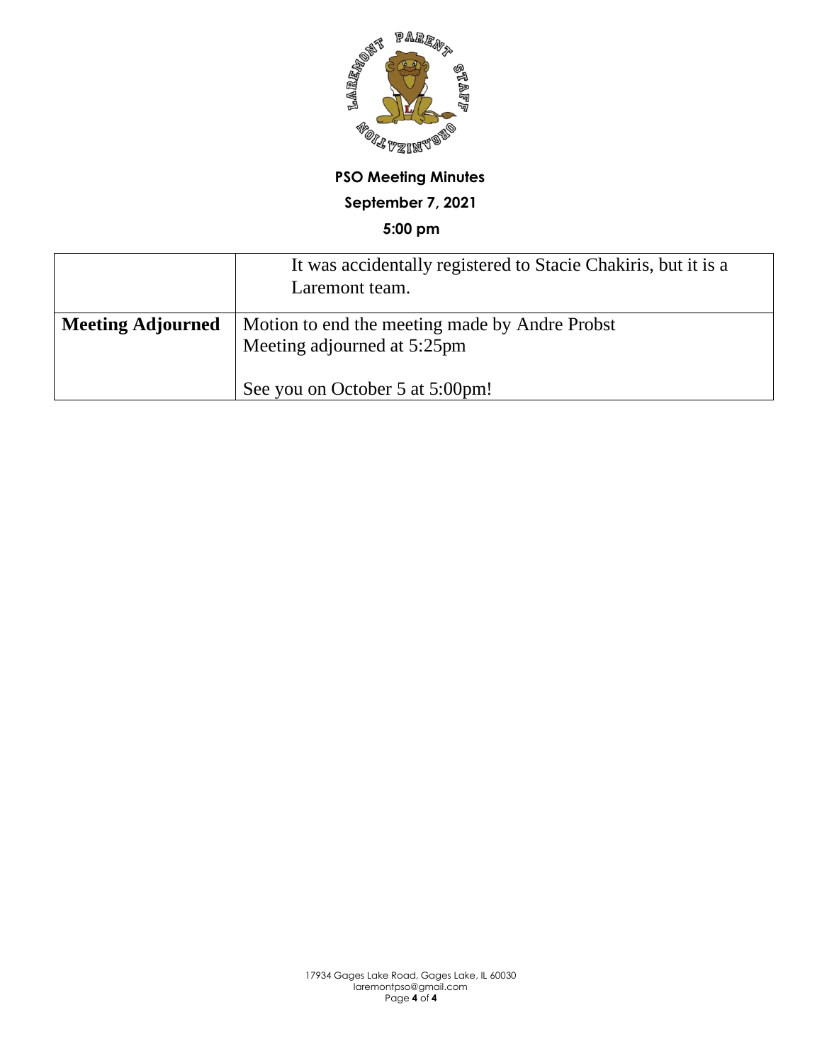| | |
|---|---|
| | It was accidentally registered to Stacie Chakiris, but it is a Laremont team. |
| **Meeting Adjourned** | Motion to end the meeting made by Andre Probst<br>Meeting adjourned at 5:25pm<br><br>See you on October 5 at 5:00pm! |